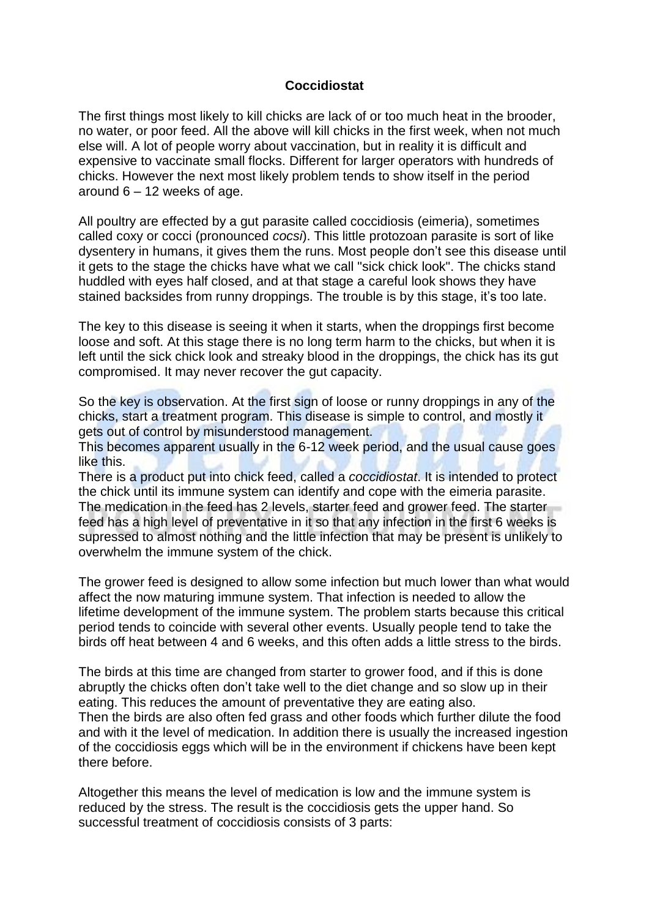**Coccidiostat**

The first things most likely to kill chicks are lack of or too much heat in the brooder, no water, or poor feed. All the above will kill chicks in the first week, when not much else will. A lot of people worry about vaccination, but in reality it is difficult and expensive to vaccinate small flocks. Different for larger operators with hundreds of chicks. However the next most likely problem tends to show itself in the period around 6 – 12 weeks of age.

All poultry are effected by a gut parasite called coccidiosis (eimeria), sometimes called coxy or cocci (pronounced *cocsi*). This little protozoan parasite is sort of like dysentery in humans, it gives them the runs. Most people don't see this disease until it gets to the stage the chicks have what we call "sick chick look". The chicks stand huddled with eyes half closed, and at that stage a careful look shows they have stained backsides from runny droppings. The trouble is by this stage, it's too late.

The key to this disease is seeing it when it starts, when the droppings first become loose and soft. At this stage there is no long term harm to the chicks, but when it is left until the sick chick look and streaky blood in the droppings, the chick has its gut compromised. It may never recover the gut capacity.

So the key is observation. At the first sign of loose or runny droppings in any of the chicks, start a treatment program. This disease is simple to control, and mostly it gets out of control by misunderstood management.
This becomes apparent usually in the 6-12 week period, and the usual cause goes like this.
There is a product put into chick feed, called a *coccidiostat*. It is intended to protect the chick until its immune system can identify and cope with the eimeria parasite. The medication in the feed has 2 levels, starter feed and grower feed. The starter feed has a high level of preventative in it so that any infection in the first 6 weeks is supressed to almost nothing and the little infection that may be present is unlikely to overwhelm the immune system of the chick.

The grower feed is designed to allow some infection but much lower than what would affect the now maturing immune system. That infection is needed to allow the lifetime development of the immune system. The problem starts because this critical period tends to coincide with several other events. Usually people tend to take the birds off heat between 4 and 6 weeks, and this often adds a little stress to the birds.

The birds at this time are changed from starter to grower food, and if this is done abruptly the chicks often don't take well to the diet change and so slow up in their eating. This reduces the amount of preventative they are eating also.
Then the birds are also often fed grass and other foods which further dilute the food and with it the level of medication. In addition there is usually the increased ingestion of the coccidiosis eggs which will be in the environment if chickens have been kept there before.

Altogether this means the level of medication is low and the immune system is reduced by the stress. The result is the coccidiosis gets the upper hand. So successful treatment of coccidiosis consists of 3 parts: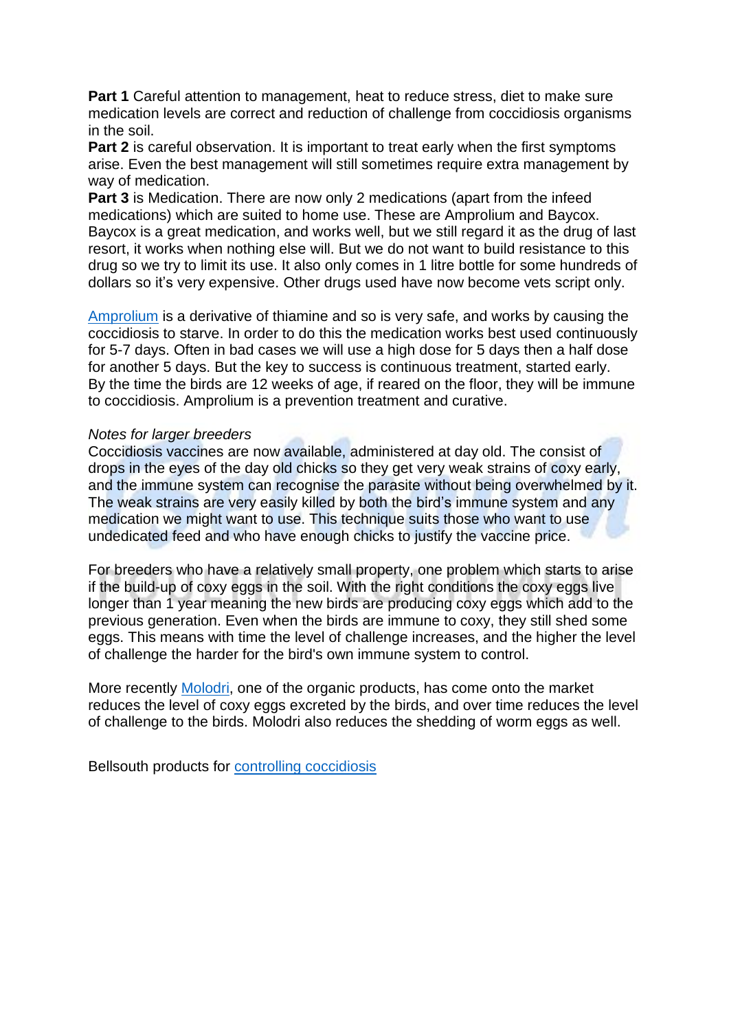**Part 1** Careful attention to management, heat to reduce stress, diet to make sure medication levels are correct and reduction of challenge from coccidiosis organisms in the soil.

**Part 2** is careful observation. It is important to treat early when the first symptoms arise. Even the best management will still sometimes require extra management by way of medication.

**Part 3** is Medication. There are now only 2 medications (apart from the infeed medications) which are suited to home use. These are Amprolium and Baycox. Baycox is a great medication, and works well, but we still regard it as the drug of last resort, it works when nothing else will. But we do not want to build resistance to this drug so we try to limit its use. It also only comes in 1 litre bottle for some hundreds of dollars so it's very expensive. Other drugs used have now become vets script only.

Amprolium is a derivative of thiamine and so is very safe, and works by causing the coccidiosis to starve. In order to do this the medication works best used continuously for 5-7 days. Often in bad cases we will use a high dose for 5 days then a half dose for another 5 days. But the key to success is continuous treatment, started early. By the time the birds are 12 weeks of age, if reared on the floor, they will be immune to coccidiosis. Amprolium is a prevention treatment and curative.

*Notes for larger breeders*

Coccidiosis vaccines are now available, administered at day old. The consist of drops in the eyes of the day old chicks so they get very weak strains of coxy early, and the immune system can recognise the parasite without being overwhelmed by it. The weak strains are very easily killed by both the bird's immune system and any medication we might want to use. This technique suits those who want to use undedicated feed and who have enough chicks to justify the vaccine price.

For breeders who have a relatively small property, one problem which starts to arise if the build-up of coxy eggs in the soil. With the right conditions the coxy eggs live longer than 1 year meaning the new birds are producing coxy eggs which add to the previous generation. Even when the birds are immune to coxy, they still shed some eggs. This means with time the level of challenge increases, and the higher the level of challenge the harder for the bird's own immune system to control.

More recently Molodri, one of the organic products, has come onto the market reduces the level of coxy eggs excreted by the birds, and over time reduces the level of challenge to the birds. Molodri also reduces the shedding of worm eggs as well.

Bellsouth products for controlling coccidiosis